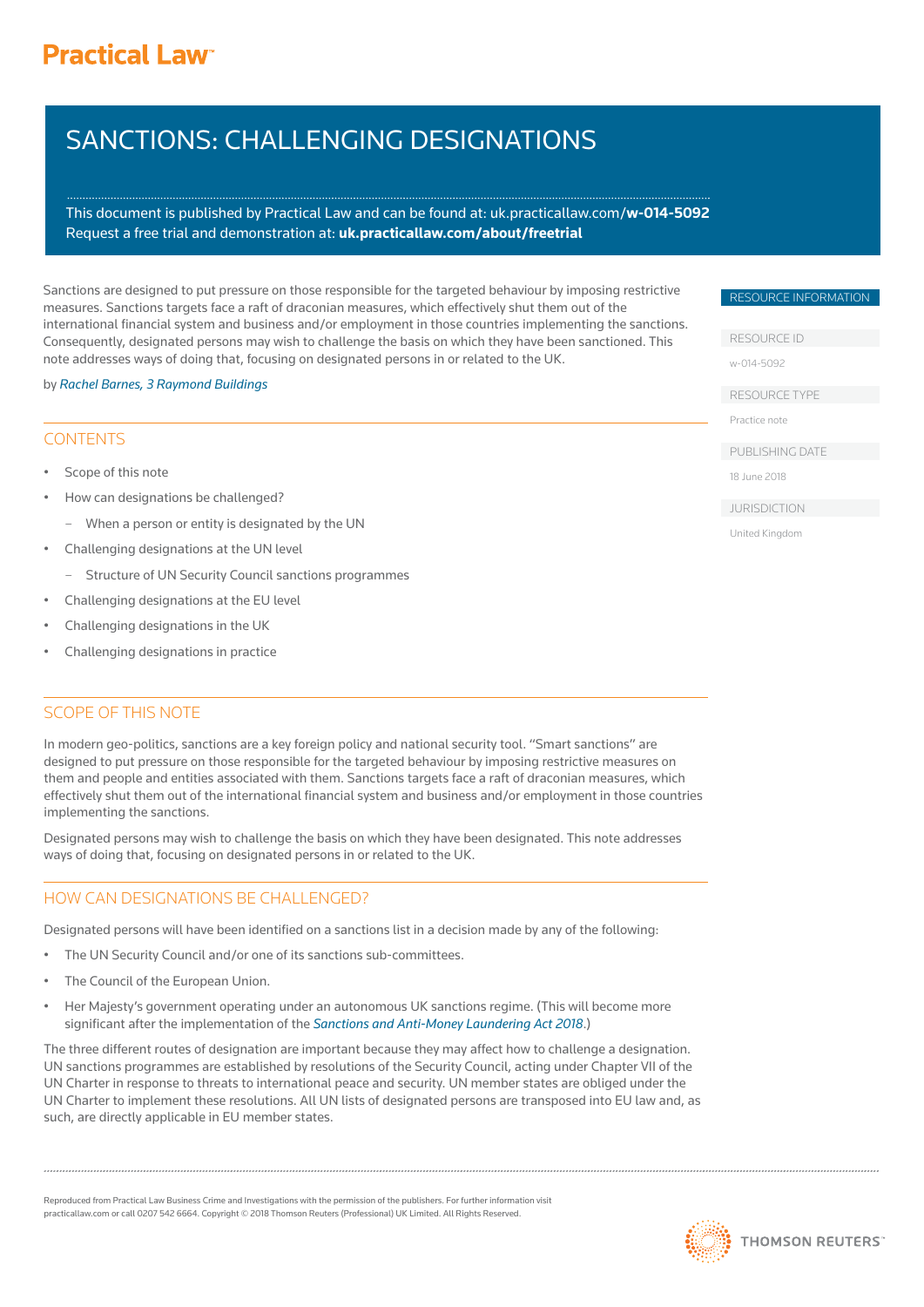Practical Law

# SANCTIONS: CHALLENGING DESIGNATIONS

This document is published by Practical Law and can be found at: uk.practicallaw.com/**w-014-5092**
Request a free trial and demonstration at: **uk.practicallaw.com/about/freetrial**

Sanctions are designed to put pressure on those responsible for the targeted behaviour by imposing restrictive measures. Sanctions targets face a raft of draconian measures, which effectively shut them out of the international financial system and business and/or employment in those countries implementing the sanctions. Consequently, designated persons may wish to challenge the basis on which they have been sanctioned. This note addresses ways of doing that, focusing on designated persons in or related to the UK.

by *Rachel Barnes, 3 Raymond Buildings*

RESOURCE INFORMATION

RESOURCE ID
w-014-5092

RESOURCE TYPE
Practice note

PUBLISHING DATE
18 June 2018

JURISDICTION
United Kingdom

## CONTENTS

- Scope of this note
- How can designations be challenged?
  - When a person or entity is designated by the UN
- Challenging designations at the UN level
  - Structure of UN Security Council sanctions programmes
- Challenging designations at the EU level
- Challenging designations in the UK
- Challenging designations in practice

## SCOPE OF THIS NOTE

In modern geo-politics, sanctions are a key foreign policy and national security tool. "Smart sanctions" are designed to put pressure on those responsible for the targeted behaviour by imposing restrictive measures on them and people and entities associated with them. Sanctions targets face a raft of draconian measures, which effectively shut them out of the international financial system and business and/or employment in those countries implementing the sanctions.

Designated persons may wish to challenge the basis on which they have been designated. This note addresses ways of doing that, focusing on designated persons in or related to the UK.

## HOW CAN DESIGNATIONS BE CHALLENGED?

Designated persons will have been identified on a sanctions list in a decision made by any of the following:

- The UN Security Council and/or one of its sanctions sub-committees.
- The Council of the European Union.
- Her Majesty's government operating under an autonomous UK sanctions regime. (This will become more significant after the implementation of the *Sanctions and Anti-Money Laundering Act 2018*.)

The three different routes of designation are important because they may affect how to challenge a designation. UN sanctions programmes are established by resolutions of the Security Council, acting under Chapter VII of the UN Charter in response to threats to international peace and security. UN member states are obliged under the UN Charter to implement these resolutions. All UN lists of designated persons are transposed into EU law and, as such, are directly applicable in EU member states.

Reproduced from Practical Law Business Crime and Investigations with the permission of the publishers. For further information visit practicallaw.com or call 0207 542 6664. Copyright © 2018 Thomson Reuters (Professional) UK Limited. All Rights Reserved.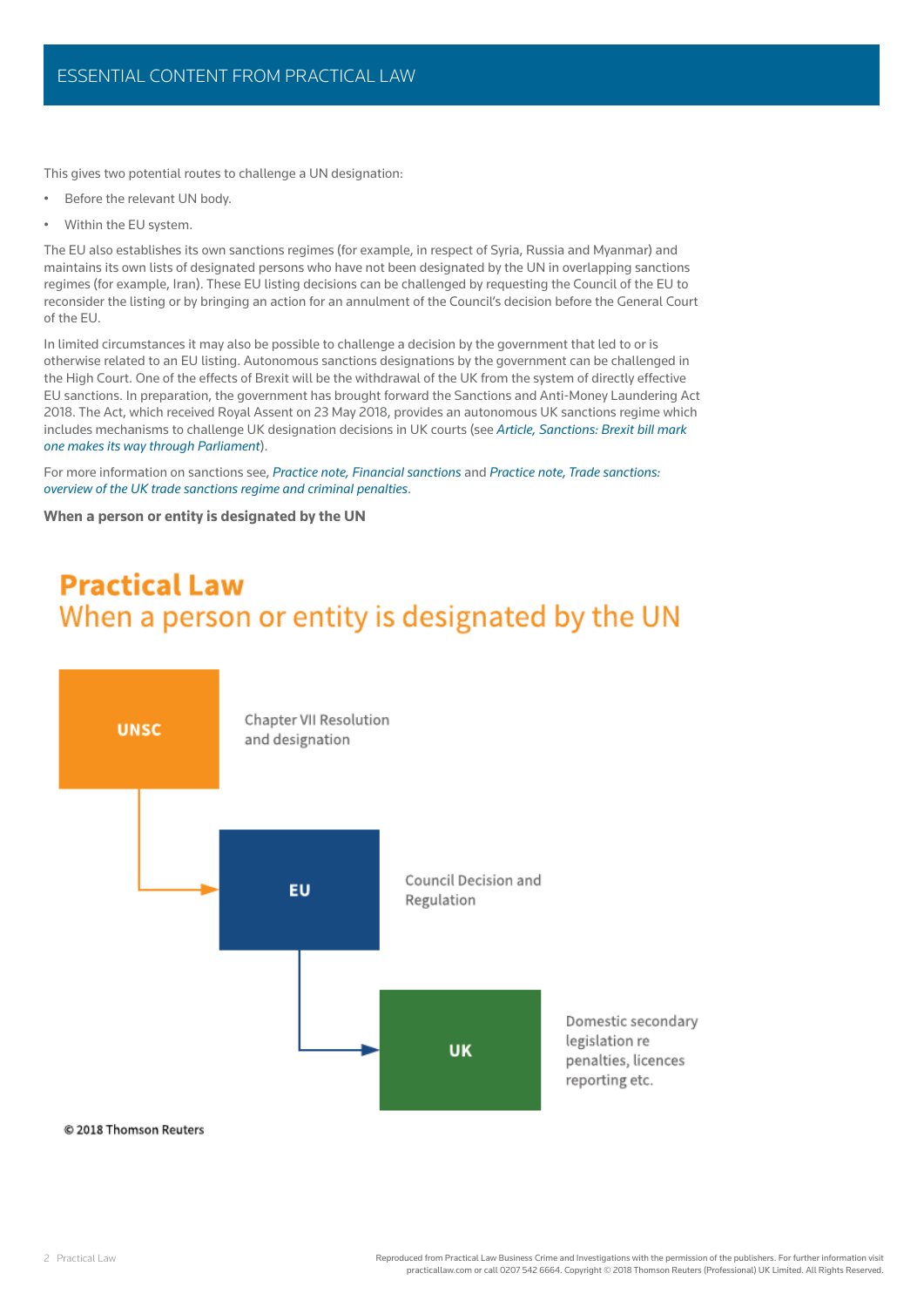This gives two potential routes to challenge a UN designation:

- Before the relevant UN body.
- Within the EU system.

The EU also establishes its own sanctions regimes (for example, in respect of Syria, Russia and Myanmar) and maintains its own lists of designated persons who have not been designated by the UN in overlapping sanctions regimes (for example, Iran). These EU listing decisions can be challenged by requesting the Council of the EU to reconsider the listing or by bringing an action for an annulment of the Council's decision before the General Court of the EU.

In limited circumstances it may also be possible to challenge a decision by the government that led to or is otherwise related to an EU listing. Autonomous sanctions designations by the government can be challenged in the High Court. One of the effects of Brexit will be the withdrawal of the UK from the system of directly effective EU sanctions. In preparation, the government has brought forward the Sanctions and Anti-Money Laundering Act 2018. The Act, which received Royal Assent on 23 May 2018, provides an autonomous UK sanctions regime which includes mechanisms to challenge UK designation decisions in UK courts (see *Article, Sanctions: Brexit bill mark one makes its way through Parliament*).

For more information on sanctions see, *Practice note, Financial sanctions* and *Practice note, Trade sanctions: overview of the UK trade sanctions regime and criminal penalties*.

**When a person or entity is designated by the UN**

## Practical Law
## When a person or entity is designated by the UN

**UNSC** — Chapter VII Resolution and designation

↓

**EU** — Council Decision and Regulation

↓

**UK** — Domestic secondary legislation re penalties, licences reporting etc.

© 2018 Thomson Reuters

Reproduced from Practical Law Business Crime and Investigations with the permission of the publishers. For further information visit practicallaw.com or call 0207 542 6664. Copyright © 2018 Thomson Reuters (Professional) UK Limited. All Rights Reserved.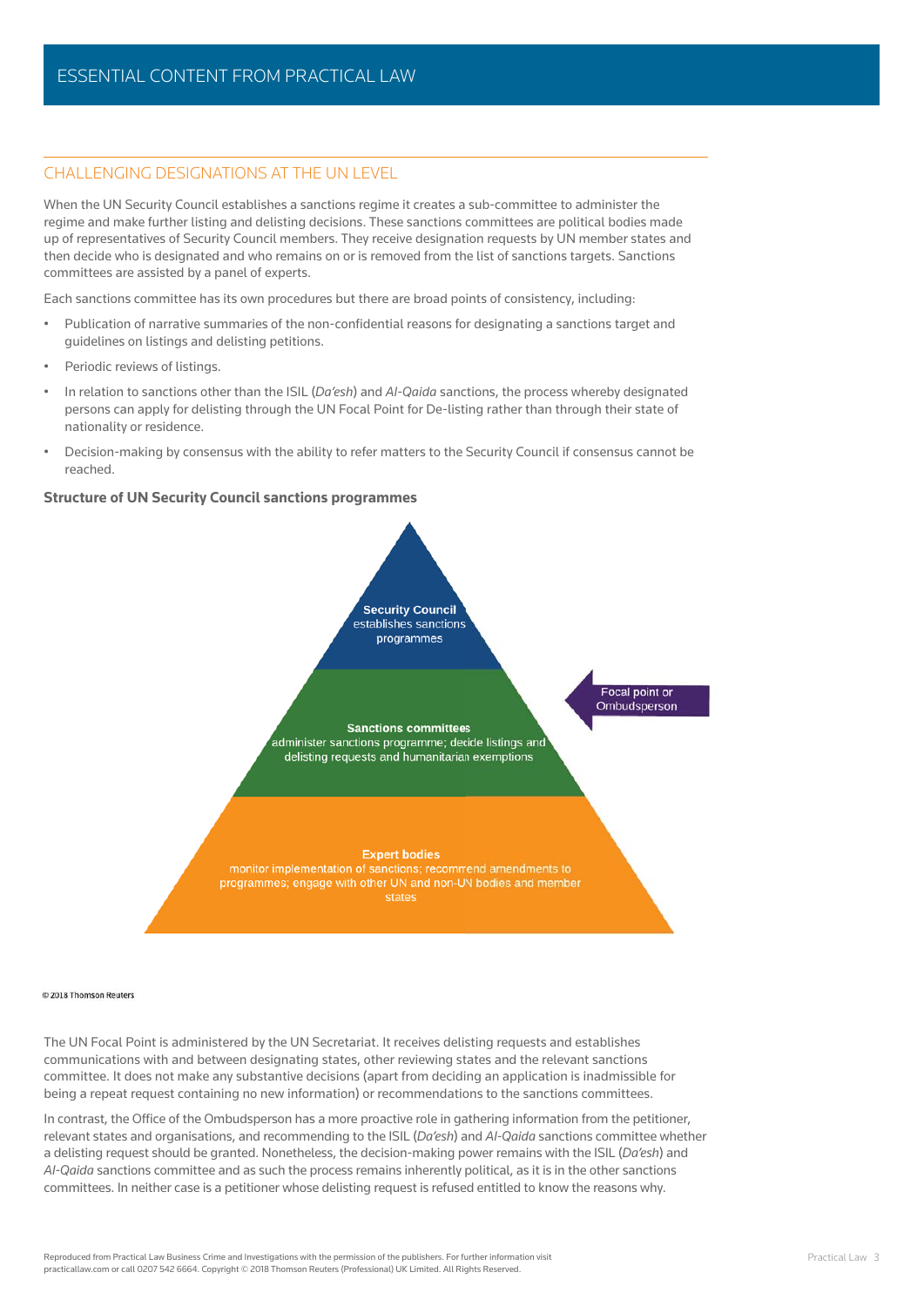## CHALLENGING DESIGNATIONS AT THE UN LEVEL

When the UN Security Council establishes a sanctions regime it creates a sub-committee to administer the regime and make further listing and delisting decisions. These sanctions committees are political bodies made up of representatives of Security Council members. They receive designation requests by UN member states and then decide who is designated and who remains on or is removed from the list of sanctions targets. Sanctions committees are assisted by a panel of experts.

Each sanctions committee has its own procedures but there are broad points of consistency, including:

- Publication of narrative summaries of the non-confidential reasons for designating a sanctions target and guidelines on listings and delisting petitions.
- Periodic reviews of listings.
- In relation to sanctions other than the ISIL (*Da'esh*) and *Al-Qaida* sanctions, the process whereby designated persons can apply for delisting through the UN Focal Point for De-listing rather than through their state of nationality or residence.
- Decision-making by consensus with the ability to refer matters to the Security Council if consensus cannot be reached.

**Structure of UN Security Council sanctions programmes**

**Security Council** establishes sanctions programmes

**Sanctions committees** administer sanctions programme; decide listings and delisting requests and humanitarian exemptions

Focal point or Ombudsperson

**Expert bodies** monitor implementation of sanctions; recommend amendments to programmes; engage with other UN and non-UN bodies and member states

© 2018 Thomson Reuters

The UN Focal Point is administered by the UN Secretariat. It receives delisting requests and establishes communications with and between designating states, other reviewing states and the relevant sanctions committee. It does not make any substantive decisions (apart from deciding an application is inadmissible for being a repeat request containing no new information) or recommendations to the sanctions committees.

In contrast, the Office of the Ombudsperson has a more proactive role in gathering information from the petitioner, relevant states and organisations, and recommending to the ISIL (*Da'esh*) and *Al-Qaida* sanctions committee whether a delisting request should be granted. Nonetheless, the decision-making power remains with the ISIL (*Da'esh*) and *Al-Qaida* sanctions committee and as such the process remains inherently political, as it is in the other sanctions committees. In neither case is a petitioner whose delisting request is refused entitled to know the reasons why.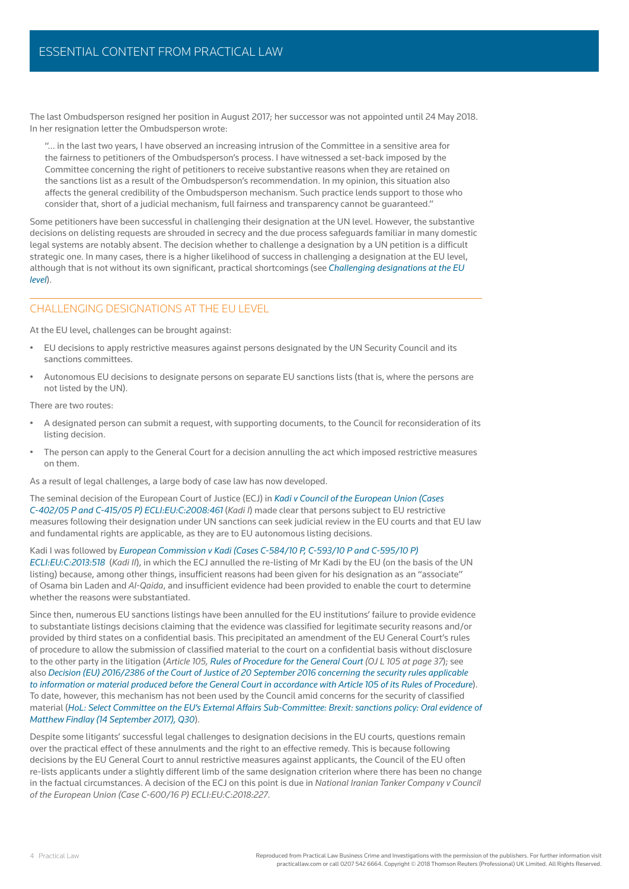The last Ombudsperson resigned her position in August 2017; her successor was not appointed until 24 May 2018. In her resignation letter the Ombudsperson wrote:

> "… in the last two years, I have observed an increasing intrusion of the Committee in a sensitive area for the fairness to petitioners of the Ombudsperson's process. I have witnessed a set-back imposed by the Committee concerning the right of petitioners to receive substantive reasons when they are retained on the sanctions list as a result of the Ombudsperson's recommendation. In my opinion, this situation also affects the general credibility of the Ombudsperson mechanism. Such practice lends support to those who consider that, short of a judicial mechanism, full fairness and transparency cannot be guaranteed."

Some petitioners have been successful in challenging their designation at the UN level. However, the substantive decisions on delisting requests are shrouded in secrecy and the due process safeguards familiar in many domestic legal systems are notably absent. The decision whether to challenge a designation by a UN petition is a difficult strategic one. In many cases, there is a higher likelihood of success in challenging a designation at the EU level, although that is not without its own significant, practical shortcomings (see *Challenging designations at the EU level*).

## CHALLENGING DESIGNATIONS AT THE EU LEVEL

At the EU level, challenges can be brought against:

- EU decisions to apply restrictive measures against persons designated by the UN Security Council and its sanctions committees.
- Autonomous EU decisions to designate persons on separate EU sanctions lists (that is, where the persons are not listed by the UN).

There are two routes:

- A designated person can submit a request, with supporting documents, to the Council for reconsideration of its listing decision.
- The person can apply to the General Court for a decision annulling the act which imposed restrictive measures on them.

As a result of legal challenges, a large body of case law has now developed.

The seminal decision of the European Court of Justice (ECJ) in *Kadi v Council of the European Union (Cases C-402/05 P and C-415/05 P) ECLI:EU:C:2008:461* (*Kadi I*) made clear that persons subject to EU restrictive measures following their designation under UN sanctions can seek judicial review in the EU courts and that EU law and fundamental rights are applicable, as they are to EU autonomous listing decisions.

Kadi I was followed by *European Commission v Kadi (Cases C-584/10 P, C-593/10 P and C-595/10 P) ECLI:EU:C:2013:518* (*Kadi II*), in which the ECJ annulled the re-listing of Mr Kadi by the EU (on the basis of the UN listing) because, among other things, insufficient reasons had been given for his designation as an "associate" of Osama bin Laden and *Al-Qaida*, and insufficient evidence had been provided to enable the court to determine whether the reasons were substantiated.

Since then, numerous EU sanctions listings have been annulled for the EU institutions' failure to provide evidence to substantiate listings decisions claiming that the evidence was classified for legitimate security reasons and/or provided by third states on a confidential basis. This precipitated an amendment of the EU General Court's rules of procedure to allow the submission of classified material to the court on a confidential basis without disclosure to the other party in the litigation (*Article 105, Rules of Procedure for the General Court (OJ L 105 at page 37)*; see also *Decision (EU) 2016/2386 of the Court of Justice of 20 September 2016 concerning the security rules applicable to information or material produced before the General Court in accordance with Article 105 of its Rules of Procedure*). To date, however, this mechanism has not been used by the Council amid concerns for the security of classified material (*HoL: Select Committee on the EU's External Affairs Sub-Committee: Brexit: sanctions policy: Oral evidence of Matthew Findlay (14 September 2017), Q30*).

Despite some litigants' successful legal challenges to designation decisions in the EU courts, questions remain over the practical effect of these annulments and the right to an effective remedy. This is because following decisions by the EU General Court to annul restrictive measures against applicants, the Council of the EU often re-lists applicants under a slightly different limb of the same designation criterion where there has been no change in the factual circumstances. A decision of the ECJ on this point is due in *National Iranian Tanker Company v Council of the European Union (Case C-600/16 P) ECLI:EU:C:2018:227*.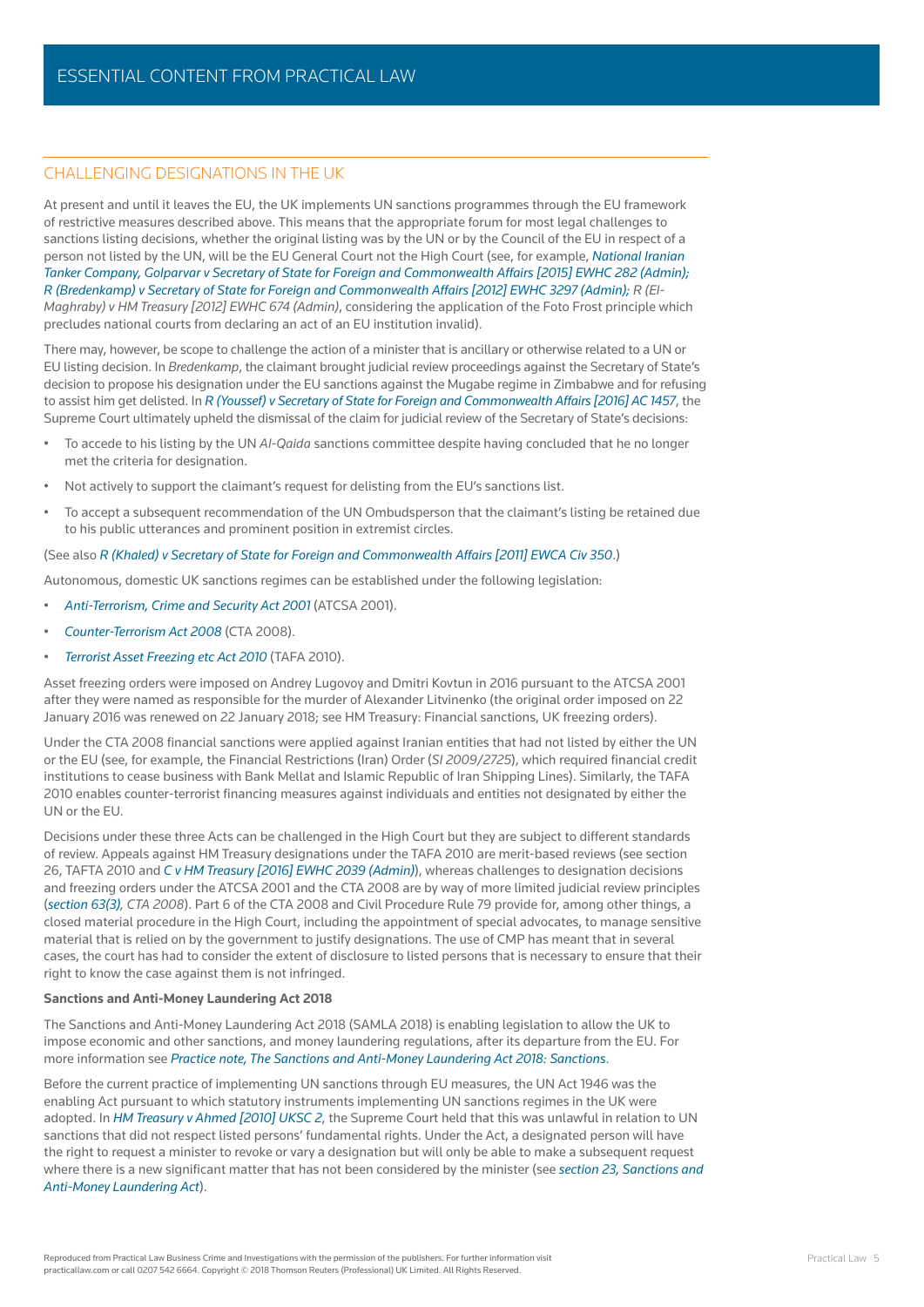## CHALLENGING DESIGNATIONS IN THE UK

At present and until it leaves the EU, the UK implements UN sanctions programmes through the EU framework of restrictive measures described above. This means that the appropriate forum for most legal challenges to sanctions listing decisions, whether the original listing was by the UN or by the Council of the EU in respect of a person not listed by the UN, will be the EU General Court not the High Court (see, for example, *National Iranian Tanker Company, Golparvar v Secretary of State for Foreign and Commonwealth Affairs [2015] EWHC 282 (Admin); R (Bredenkamp) v Secretary of State for Foreign and Commonwealth Affairs [2012] EWHC 3297 (Admin); R (El-Maghraby) v HM Treasury [2012] EWHC 674 (Admin)*, considering the application of the Foto Frost principle which precludes national courts from declaring an act of an EU institution invalid).

There may, however, be scope to challenge the action of a minister that is ancillary or otherwise related to a UN or EU listing decision. In *Bredenkamp*, the claimant brought judicial review proceedings against the Secretary of State's decision to propose his designation under the EU sanctions against the Mugabe regime in Zimbabwe and for refusing to assist him get delisted. In *R (Youssef) v Secretary of State for Foreign and Commonwealth Affairs [2016] AC 1457*, the Supreme Court ultimately upheld the dismissal of the claim for judicial review of the Secretary of State's decisions:

- To accede to his listing by the UN *Al-Qaida* sanctions committee despite having concluded that he no longer met the criteria for designation.
- Not actively to support the claimant's request for delisting from the EU's sanctions list.
- To accept a subsequent recommendation of the UN Ombudsperson that the claimant's listing be retained due to his public utterances and prominent position in extremist circles.

(See also *R (Khaled) v Secretary of State for Foreign and Commonwealth Affairs [2011] EWCA Civ 350*.)

Autonomous, domestic UK sanctions regimes can be established under the following legislation:

- *Anti-Terrorism, Crime and Security Act 2001* (ATCSA 2001).
- *Counter-Terrorism Act 2008* (CTA 2008).
- *Terrorist Asset Freezing etc Act 2010* (TAFA 2010).

Asset freezing orders were imposed on Andrey Lugovoy and Dmitri Kovtun in 2016 pursuant to the ATCSA 2001 after they were named as responsible for the murder of Alexander Litvinenko (the original order imposed on 22 January 2016 was renewed on 22 January 2018; see HM Treasury: Financial sanctions, UK freezing orders).

Under the CTA 2008 financial sanctions were applied against Iranian entities that had not listed by either the UN or the EU (see, for example, the Financial Restrictions (Iran) Order (*SI 2009/2725*), which required financial credit institutions to cease business with Bank Mellat and Islamic Republic of Iran Shipping Lines). Similarly, the TAFA 2010 enables counter-terrorist financing measures against individuals and entities not designated by either the UN or the EU.

Decisions under these three Acts can be challenged in the High Court but they are subject to different standards of review. Appeals against HM Treasury designations under the TAFA 2010 are merit-based reviews (see section 26, TAFTA 2010 and *C v HM Treasury [2016] EWHC 2039 (Admin)*), whereas challenges to designation decisions and freezing orders under the ATCSA 2001 and the CTA 2008 are by way of more limited judicial review principles (*section 63(3), CTA 2008*). Part 6 of the CTA 2008 and Civil Procedure Rule 79 provide for, among other things, a closed material procedure in the High Court, including the appointment of special advocates, to manage sensitive material that is relied on by the government to justify designations. The use of CMP has meant that in several cases, the court has had to consider the extent of disclosure to listed persons that is necessary to ensure that their right to know the case against them is not infringed.

**Sanctions and Anti-Money Laundering Act 2018**

The Sanctions and Anti-Money Laundering Act 2018 (SAMLA 2018) is enabling legislation to allow the UK to impose economic and other sanctions, and money laundering regulations, after its departure from the EU. For more information see *Practice note, The Sanctions and Anti-Money Laundering Act 2018: Sanctions*.

Before the current practice of implementing UN sanctions through EU measures, the UN Act 1946 was the enabling Act pursuant to which statutory instruments implementing UN sanctions regimes in the UK were adopted. In *HM Treasury v Ahmed [2010] UKSC 2*, the Supreme Court held that this was unlawful in relation to UN sanctions that did not respect listed persons' fundamental rights. Under the Act, a designated person will have the right to request a minister to revoke or vary a designation but will only be able to make a subsequent request where there is a new significant matter that has not been considered by the minister (see *section 23, Sanctions and Anti-Money Laundering Act*).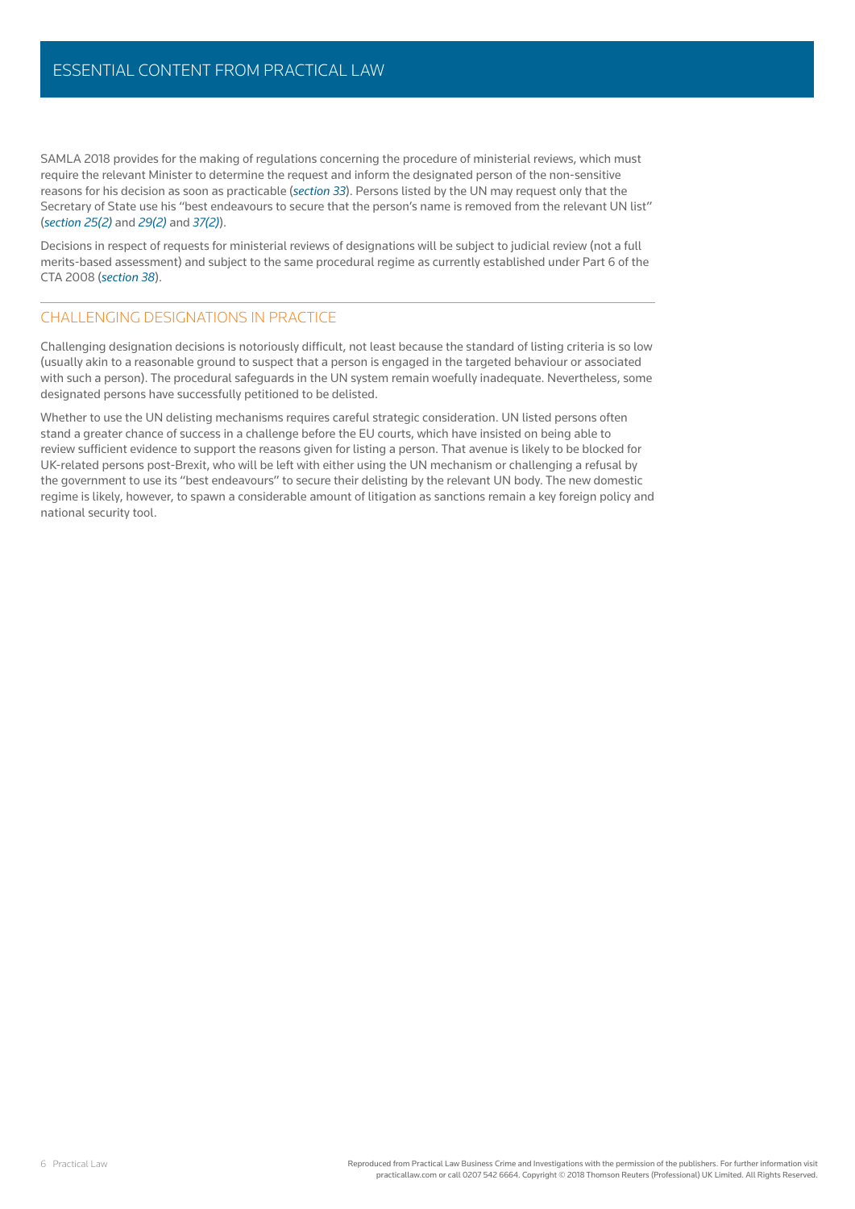SAMLA 2018 provides for the making of regulations concerning the procedure of ministerial reviews, which must require the relevant Minister to determine the request and inform the designated person of the non-sensitive reasons for his decision as soon as practicable (*section 33*). Persons listed by the UN may request only that the Secretary of State use his "best endeavours to secure that the person's name is removed from the relevant UN list" (*section 25(2)* and *29(2)* and *37(2)*).

Decisions in respect of requests for ministerial reviews of designations will be subject to judicial review (not a full merits-based assessment) and subject to the same procedural regime as currently established under Part 6 of the CTA 2008 (*section 38*).

## CHALLENGING DESIGNATIONS IN PRACTICE

Challenging designation decisions is notoriously difficult, not least because the standard of listing criteria is so low (usually akin to a reasonable ground to suspect that a person is engaged in the targeted behaviour or associated with such a person). The procedural safeguards in the UN system remain woefully inadequate. Nevertheless, some designated persons have successfully petitioned to be delisted.

Whether to use the UN delisting mechanisms requires careful strategic consideration. UN listed persons often stand a greater chance of success in a challenge before the EU courts, which have insisted on being able to review sufficient evidence to support the reasons given for listing a person. That avenue is likely to be blocked for UK-related persons post-Brexit, who will be left with either using the UN mechanism or challenging a refusal by the government to use its "best endeavours" to secure their delisting by the relevant UN body. The new domestic regime is likely, however, to spawn a considerable amount of litigation as sanctions remain a key foreign policy and national security tool.

Reproduced from Practical Law Business Crime and Investigations with the permission of the publishers. For further information visit practicallaw.com or call 0207 542 6664. Copyright © 2018 Thomson Reuters (Professional) UK Limited. All Rights Reserved.